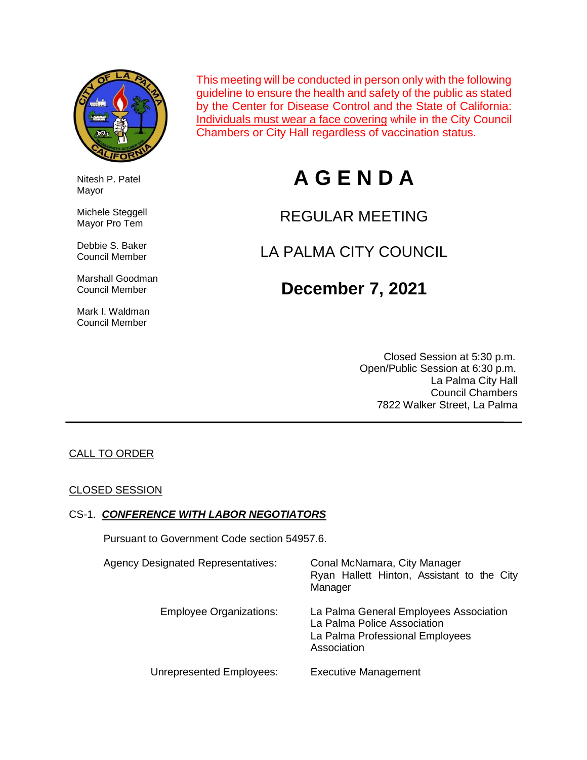This meeting will be conducted in person only with the following guideline to ensure the health and safety of the public as stated by the Center for Disease Control and the State of California: Individuals must wear a face covering while in the City Council Chambers or City Hall regardless of vaccination status.

Nitesh P. Patel
Mayor

Michele Steggell
Mayor Pro Tem

Debbie S. Baker
Council Member

Marshall Goodman
Council Member

Mark I. Waldman
Council Member

# A G E N D A

## REGULAR MEETING

## LA PALMA CITY COUNCIL

## December 7, 2021

Closed Session at 5:30 p.m.
Open/Public Session at 6:30 p.m.
La Palma City Hall
Council Chambers
7822 Walker Street, La Palma

---

CALL TO ORDER

CLOSED SESSION

CS-1. ***CONFERENCE WITH LABOR NEGOTIATORS***

Pursuant to Government Code section 54957.6.

| | |
|---|---|
| Agency Designated Representatives: | Conal McNamara, City Manager<br>Ryan Hallett Hinton, Assistant to the City Manager |
| Employee Organizations: | La Palma General Employees Association<br>La Palma Police Association<br>La Palma Professional Employees Association |
| Unrepresented Employees: | Executive Management |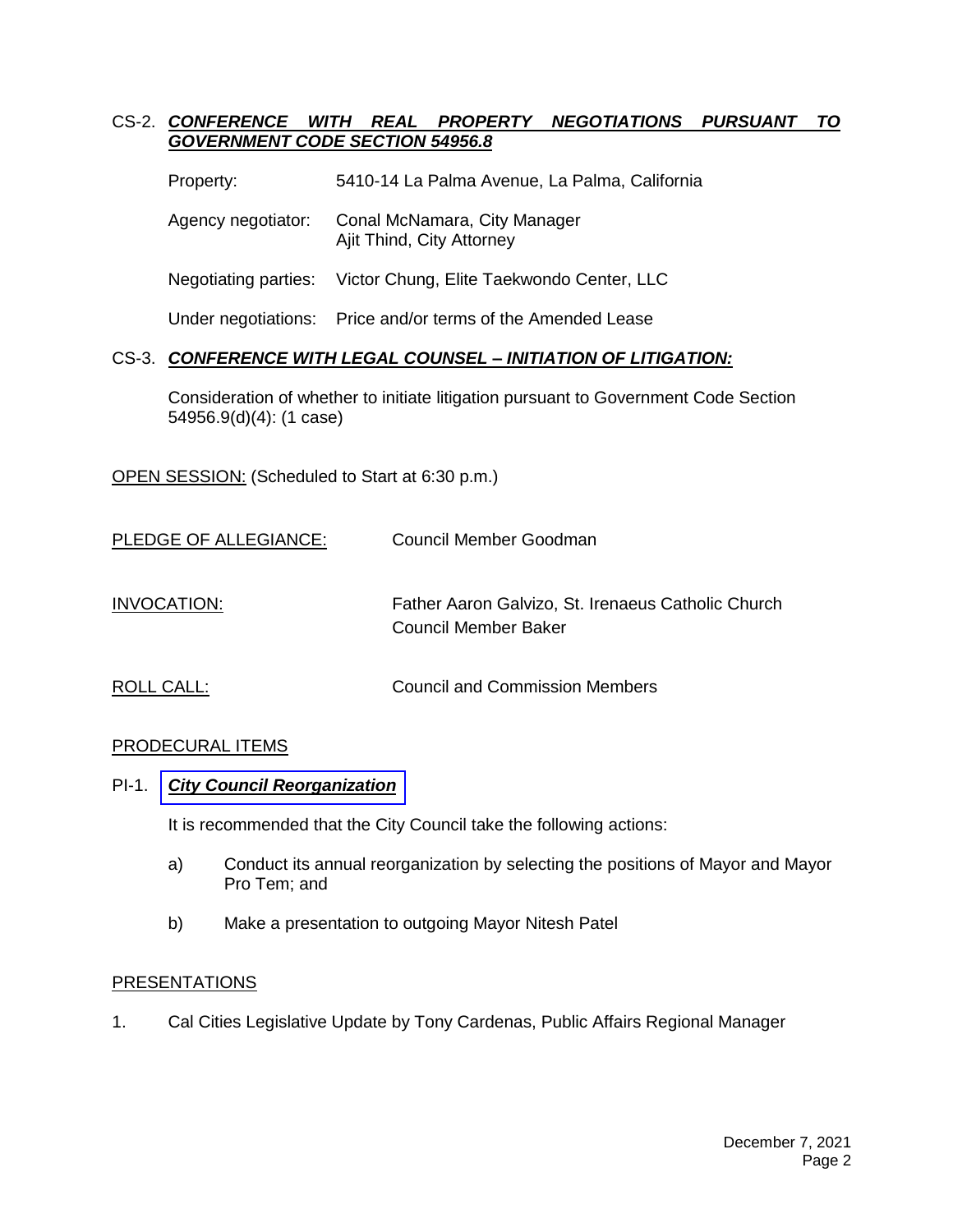CS-2. ***CONFERENCE WITH REAL PROPERTY NEGOTIATIONS PURSUANT TO GOVERNMENT CODE SECTION 54956.8***

Property: 5410-14 La Palma Avenue, La Palma, California

Agency negotiator: Conal McNamara, City Manager
Ajit Thind, City Attorney

Negotiating parties: Victor Chung, Elite Taekwondo Center, LLC

Under negotiations: Price and/or terms of the Amended Lease

CS-3. ***CONFERENCE WITH LEGAL COUNSEL – INITIATION OF LITIGATION:***

Consideration of whether to initiate litigation pursuant to Government Code Section 54956.9(d)(4): (1 case)

OPEN SESSION: (Scheduled to Start at 6:30 p.m.)

PLEDGE OF ALLEGIANCE: Council Member Goodman

INVOCATION: Father Aaron Galvizo, St. Irenaeus Catholic Church
Council Member Baker

ROLL CALL: Council and Commission Members

PRODECURAL ITEMS

PI-1. ***City Council Reorganization***

It is recommended that the City Council take the following actions:

a) Conduct its annual reorganization by selecting the positions of Mayor and Mayor Pro Tem; and

b) Make a presentation to outgoing Mayor Nitesh Patel

PRESENTATIONS

1. Cal Cities Legislative Update by Tony Cardenas, Public Affairs Regional Manager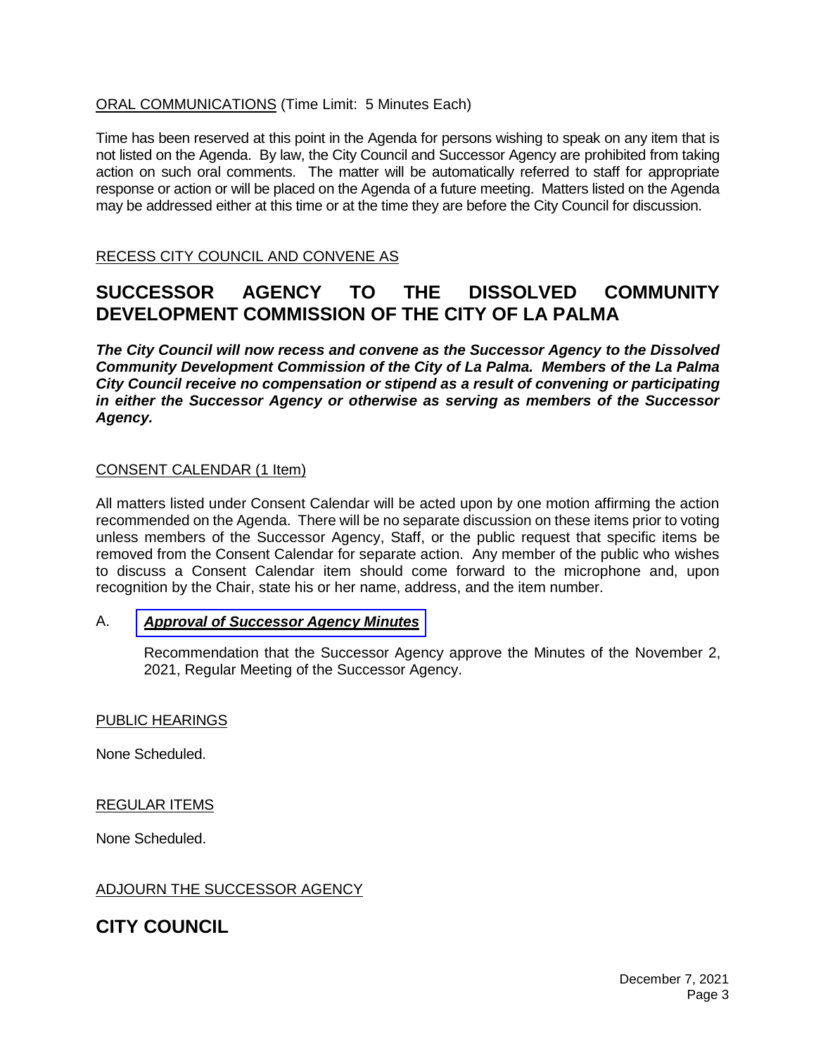<u>ORAL COMMUNICATIONS</u> (Time Limit: 5 Minutes Each)

Time has been reserved at this point in the Agenda for persons wishing to speak on any item that is not listed on the Agenda. By law, the City Council and Successor Agency are prohibited from taking action on such oral comments. The matter will be automatically referred to staff for appropriate response or action or will be placed on the Agenda of a future meeting. Matters listed on the Agenda may be addressed either at this time or at the time they are before the City Council for discussion.

<u>RECESS CITY COUNCIL AND CONVENE AS</u>

## SUCCESSOR AGENCY TO THE DISSOLVED COMMUNITY DEVELOPMENT COMMISSION OF THE CITY OF LA PALMA

***The City Council will now recess and convene as the Successor Agency to the Dissolved Community Development Commission of the City of La Palma. Members of the La Palma City Council receive no compensation or stipend as a result of convening or participating in either the Successor Agency or otherwise as serving as members of the Successor Agency.***

<u>CONSENT CALENDAR (1 Item)</u>

All matters listed under Consent Calendar will be acted upon by one motion affirming the action recommended on the Agenda. There will be no separate discussion on these items prior to voting unless members of the Successor Agency, Staff, or the public request that specific items be removed from the Consent Calendar for separate action. Any member of the public who wishes to discuss a Consent Calendar item should come forward to the microphone and, upon recognition by the Chair, state his or her name, address, and the item number.

A. ***<u>Approval of Successor Agency Minutes</u>***

Recommendation that the Successor Agency approve the Minutes of the November 2, 2021, Regular Meeting of the Successor Agency.

<u>PUBLIC HEARINGS</u>

None Scheduled.

<u>REGULAR ITEMS</u>

None Scheduled.

<u>ADJOURN THE SUCCESSOR AGENCY</u>

## CITY COUNCIL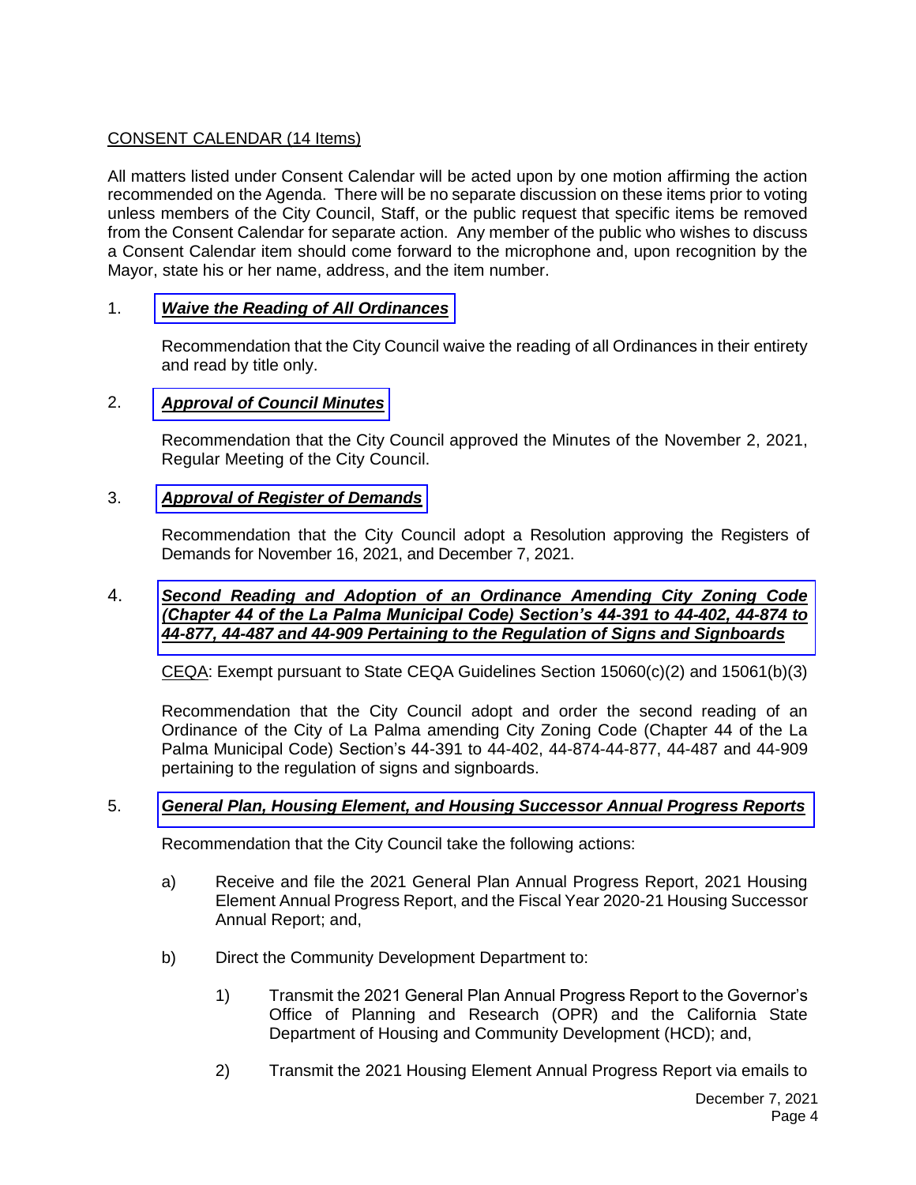CONSENT CALENDAR (14 Items)

All matters listed under Consent Calendar will be acted upon by one motion affirming the action recommended on the Agenda. There will be no separate discussion on these items prior to voting unless members of the City Council, Staff, or the public request that specific items be removed from the Consent Calendar for separate action. Any member of the public who wishes to discuss a Consent Calendar item should come forward to the microphone and, upon recognition by the Mayor, state his or her name, address, and the item number.

1. ***Waive the Reading of All Ordinances***

   Recommendation that the City Council waive the reading of all Ordinances in their entirety and read by title only.

2. ***Approval of Council Minutes***

   Recommendation that the City Council approved the Minutes of the November 2, 2021, Regular Meeting of the City Council.

3. ***Approval of Register of Demands***

   Recommendation that the City Council adopt a Resolution approving the Registers of Demands for November 16, 2021, and December 7, 2021.

4. ***Second Reading and Adoption of an Ordinance Amending City Zoning Code (Chapter 44 of the La Palma Municipal Code) Section's 44-391 to 44-402, 44-874 to 44-877, 44-487 and 44-909 Pertaining to the Regulation of Signs and Signboards***

   CEQA: Exempt pursuant to State CEQA Guidelines Section 15060(c)(2) and 15061(b)(3)

   Recommendation that the City Council adopt and order the second reading of an Ordinance of the City of La Palma amending City Zoning Code (Chapter 44 of the La Palma Municipal Code) Section's 44-391 to 44-402, 44-874-44-877, 44-487 and 44-909 pertaining to the regulation of signs and signboards.

5. ***General Plan, Housing Element, and Housing Successor Annual Progress Reports***

   Recommendation that the City Council take the following actions:

   a) Receive and file the 2021 General Plan Annual Progress Report, 2021 Housing Element Annual Progress Report, and the Fiscal Year 2020-21 Housing Successor Annual Report; and,

   b) Direct the Community Development Department to:

      1) Transmit the 2021 General Plan Annual Progress Report to the Governor's Office of Planning and Research (OPR) and the California State Department of Housing and Community Development (HCD); and,

      2) Transmit the 2021 Housing Element Annual Progress Report via emails to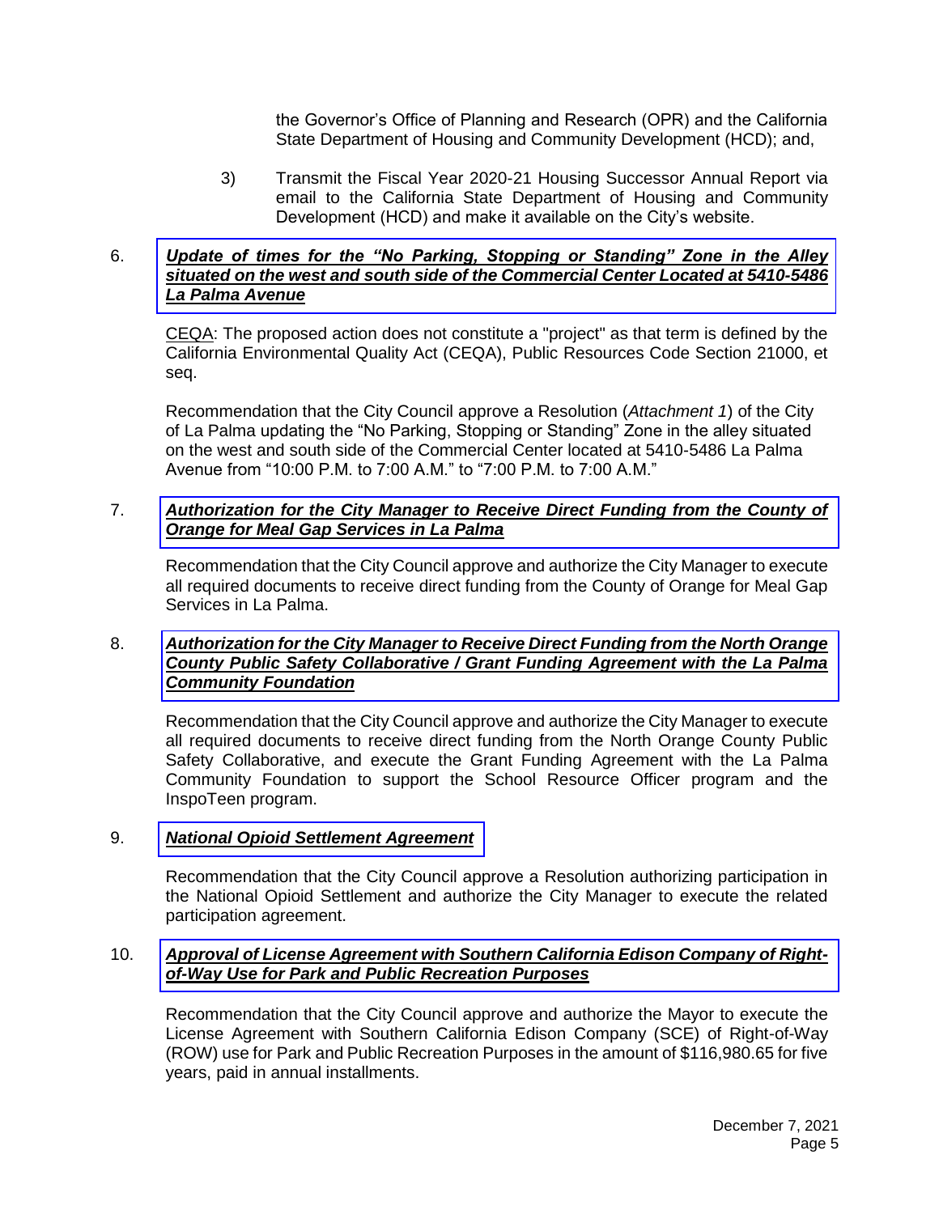the Governor's Office of Planning and Research (OPR) and the California State Department of Housing and Community Development (HCD); and,

3) Transmit the Fiscal Year 2020-21 Housing Successor Annual Report via email to the California State Department of Housing and Community Development (HCD) and make it available on the City's website.

6. ***Update of times for the "No Parking, Stopping or Standing" Zone in the Alley situated on the west and south side of the Commercial Center Located at 5410-5486 La Palma Avenue***

CEQA: The proposed action does not constitute a "project" as that term is defined by the California Environmental Quality Act (CEQA), Public Resources Code Section 21000, et seq.

Recommendation that the City Council approve a Resolution (*Attachment 1*) of the City of La Palma updating the "No Parking, Stopping or Standing" Zone in the alley situated on the west and south side of the Commercial Center located at 5410-5486 La Palma Avenue from "10:00 P.M. to 7:00 A.M." to "7:00 P.M. to 7:00 A.M."

7. ***Authorization for the City Manager to Receive Direct Funding from the County of Orange for Meal Gap Services in La Palma***

Recommendation that the City Council approve and authorize the City Manager to execute all required documents to receive direct funding from the County of Orange for Meal Gap Services in La Palma.

8. ***Authorization for the City Manager to Receive Direct Funding from the North Orange County Public Safety Collaborative / Grant Funding Agreement with the La Palma Community Foundation***

Recommendation that the City Council approve and authorize the City Manager to execute all required documents to receive direct funding from the North Orange County Public Safety Collaborative, and execute the Grant Funding Agreement with the La Palma Community Foundation to support the School Resource Officer program and the InspoTeen program.

9. ***National Opioid Settlement Agreement***

Recommendation that the City Council approve a Resolution authorizing participation in the National Opioid Settlement and authorize the City Manager to execute the related participation agreement.

10. ***Approval of License Agreement with Southern California Edison Company of Right-of-Way Use for Park and Public Recreation Purposes***

Recommendation that the City Council approve and authorize the Mayor to execute the License Agreement with Southern California Edison Company (SCE) of Right-of-Way (ROW) use for Park and Public Recreation Purposes in the amount of $116,980.65 for five years, paid in annual installments.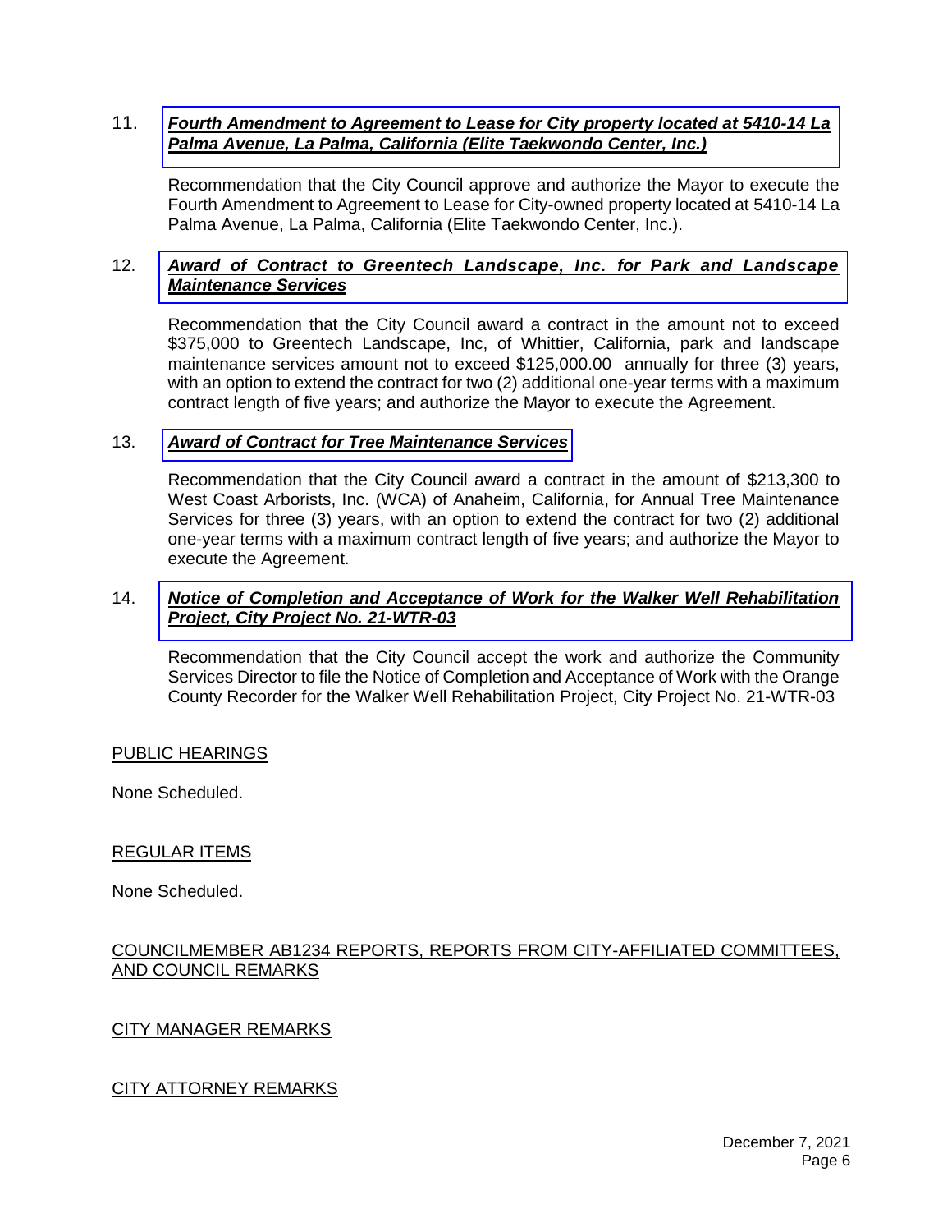11. ***[Fourth Amendment to Agreement to Lease for City property located at 5410-14 La Palma Avenue, La Palma, California (Elite Taekwondo Center, Inc.)]***

    Recommendation that the City Council approve and authorize the Mayor to execute the Fourth Amendment to Agreement to Lease for City-owned property located at 5410-14 La Palma Avenue, La Palma, California (Elite Taekwondo Center, Inc.).

12. ***[Award of Contract to Greentech Landscape, Inc. for Park and Landscape Maintenance Services]***

    Recommendation that the City Council award a contract in the amount not to exceed $375,000 to Greentech Landscape, Inc, of Whittier, California, park and landscape maintenance services amount not to exceed $125,000.00 annually for three (3) years, with an option to extend the contract for two (2) additional one-year terms with a maximum contract length of five years; and authorize the Mayor to execute the Agreement.

13. ***[Award of Contract for Tree Maintenance Services]***

    Recommendation that the City Council award a contract in the amount of $213,300 to West Coast Arborists, Inc. (WCA) of Anaheim, California, for Annual Tree Maintenance Services for three (3) years, with an option to extend the contract for two (2) additional one-year terms with a maximum contract length of five years; and authorize the Mayor to execute the Agreement.

14. ***[Notice of Completion and Acceptance of Work for the Walker Well Rehabilitation Project, City Project No. 21-WTR-03]***

    Recommendation that the City Council accept the work and authorize the Community Services Director to file the Notice of Completion and Acceptance of Work with the Orange County Recorder for the Walker Well Rehabilitation Project, City Project No. 21-WTR-03

## PUBLIC HEARINGS

None Scheduled.

## REGULAR ITEMS

None Scheduled.

## COUNCILMEMBER AB1234 REPORTS, REPORTS FROM CITY-AFFILIATED COMMITTEES, AND COUNCIL REMARKS

## CITY MANAGER REMARKS

## CITY ATTORNEY REMARKS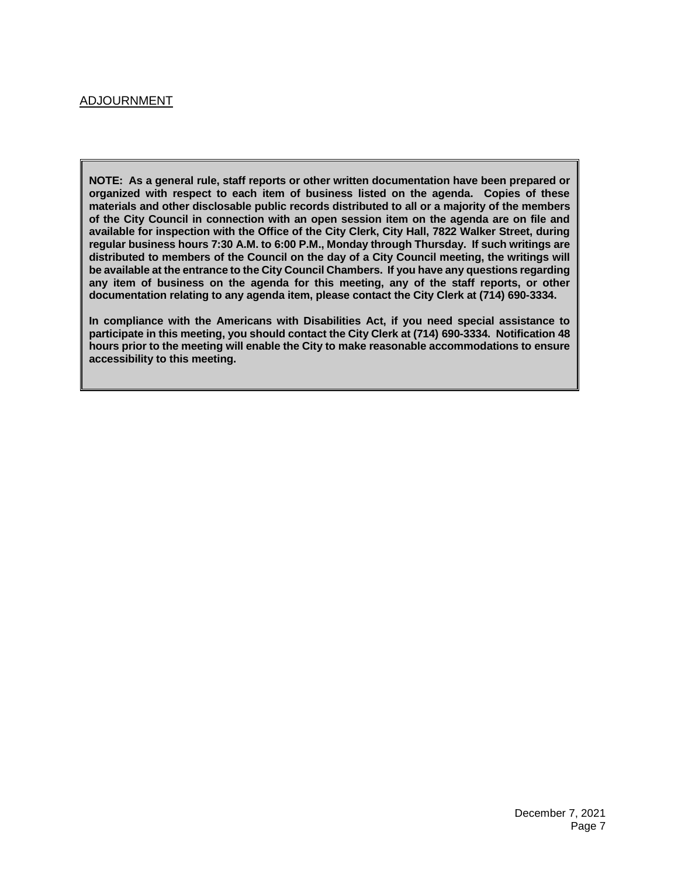## ADJOURNMENT

**NOTE: As a general rule, staff reports or other written documentation have been prepared or organized with respect to each item of business listed on the agenda. Copies of these materials and other disclosable public records distributed to all or a majority of the members of the City Council in connection with an open session item on the agenda are on file and available for inspection with the Office of the City Clerk, City Hall, 7822 Walker Street, during regular business hours 7:30 A.M. to 6:00 P.M., Monday through Thursday. If such writings are distributed to members of the Council on the day of a City Council meeting, the writings will be available at the entrance to the City Council Chambers. If you have any questions regarding any item of business on the agenda for this meeting, any of the staff reports, or other documentation relating to any agenda item, please contact the City Clerk at (714) 690-3334.**

**In compliance with the Americans with Disabilities Act, if you need special assistance to participate in this meeting, you should contact the City Clerk at (714) 690-3334. Notification 48 hours prior to the meeting will enable the City to make reasonable accommodations to ensure accessibility to this meeting.**